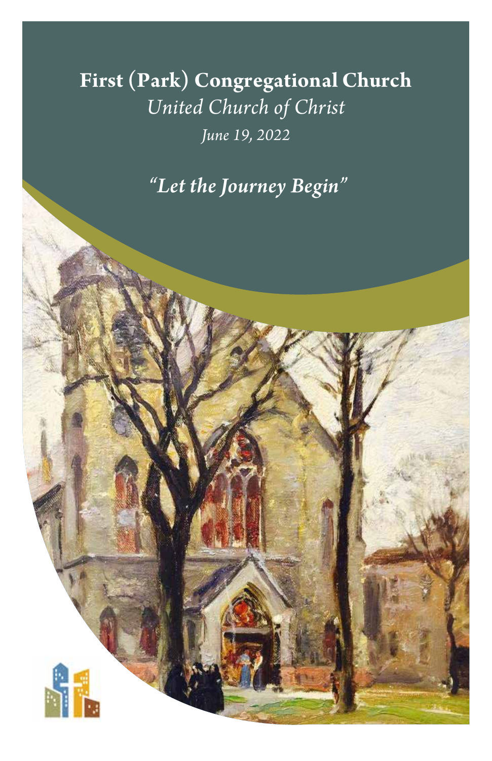# First (Park) Congregational Church

*United Church of Christ*

*June 19, 2022*

## *"Let the Journey Begin"*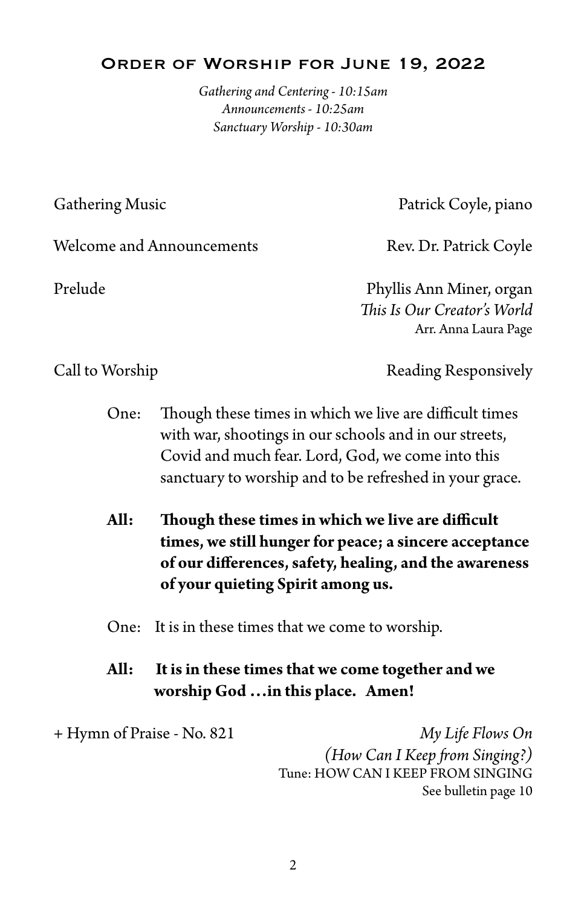## Order of Worship for June 19, 2022

*Gathering and Centering - 10:15am*
*Announcements - 10:25am*
*Sanctuary Worship - 10:30am*

Gathering Music — Patrick Coyle, piano

Welcome and Announcements — Rev. Dr. Patrick Coyle

Prelude — Phyllis Ann Miner, organ
*This Is Our Creator's World*
Arr. Anna Laura Page

Call to Worship — Reading Responsively

One: Though these times in which we live are difficult times with war, shootings in our schools and in our streets, Covid and much fear. Lord, God, we come into this sanctuary to worship and to be refreshed in your grace.

**All: Though these times in which we live are difficult times, we still hunger for peace; a sincere acceptance of our differences, safety, healing, and the awareness of your quieting Spirit among us.**

One: It is in these times that we come to worship.

**All: It is in these times that we come together and we worship God …in this place. Amen!**

+ Hymn of Praise - No. 821 — *My Life Flows On (How Can I Keep from Singing?)*
Tune: HOW CAN I KEEP FROM SINGING
See bulletin page 10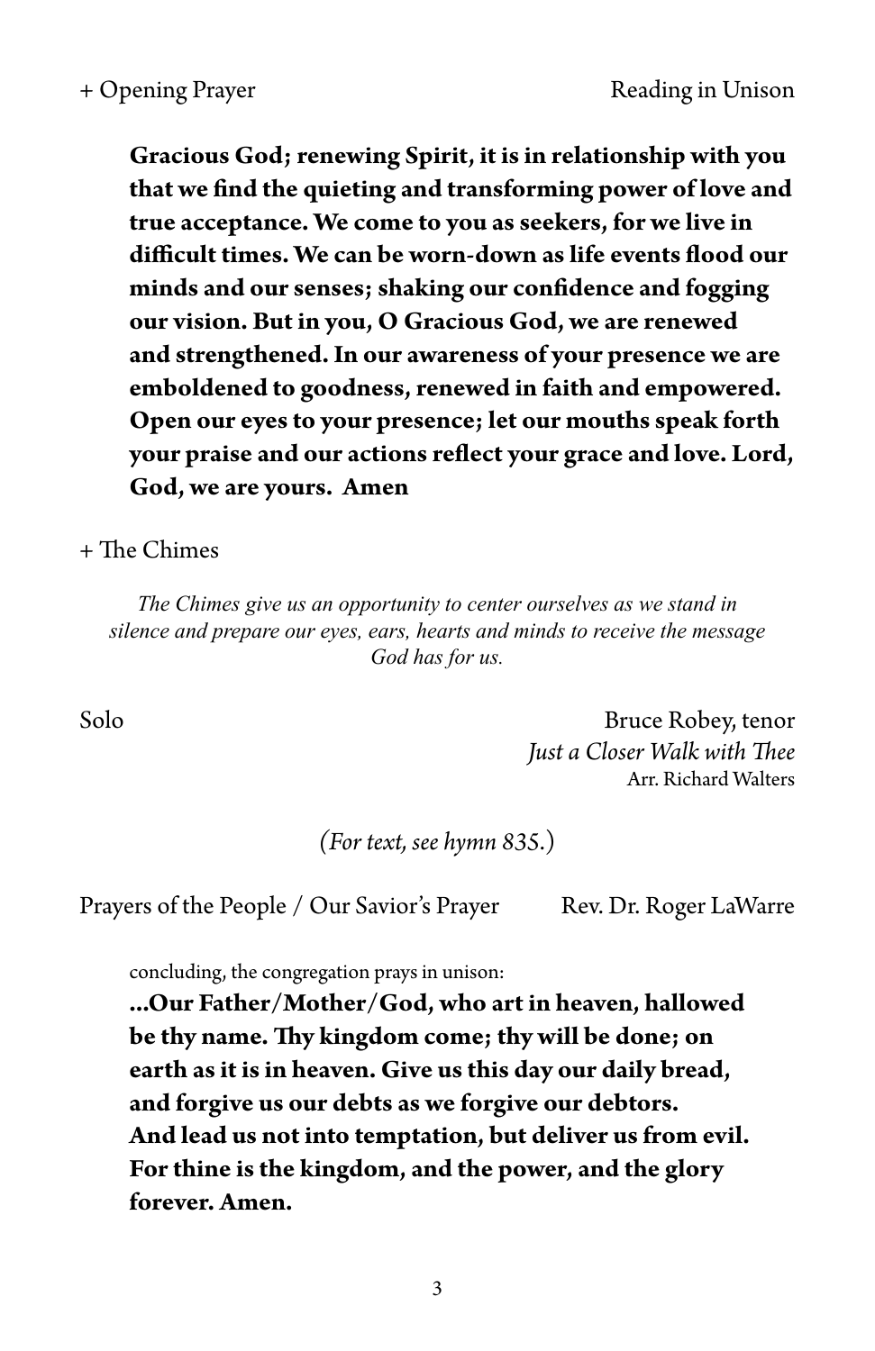+ Opening Prayer — Reading in Unison

**Gracious God; renewing Spirit, it is in relationship with you that we find the quieting and transforming power of love and true acceptance. We come to you as seekers, for we live in difficult times. We can be worn-down as life events flood our minds and our senses; shaking our confidence and fogging our vision. But in you, O Gracious God, we are renewed and strengthened. In our awareness of your presence we are emboldened to goodness, renewed in faith and empowered. Open our eyes to your presence; let our mouths speak forth your praise and our actions reflect your grace and love. Lord, God, we are yours. Amen**

+ The Chimes

*The Chimes give us an opportunity to center ourselves as we stand in silence and prepare our eyes, ears, hearts and minds to receive the message God has for us.*

Solo — Bruce Robey, tenor
*Just a Closer Walk with Thee*
Arr. Richard Walters

*(For text, see hymn 835.)*

Prayers of the People / Our Savior's Prayer — Rev. Dr. Roger LaWarre

concluding, the congregation prays in unison:

**...Our Father/Mother/God, who art in heaven, hallowed be thy name. Thy kingdom come; thy will be done; on earth as it is in heaven. Give us this day our daily bread, and forgive us our debts as we forgive our debtors. And lead us not into temptation, but deliver us from evil. For thine is the kingdom, and the power, and the glory forever. Amen.**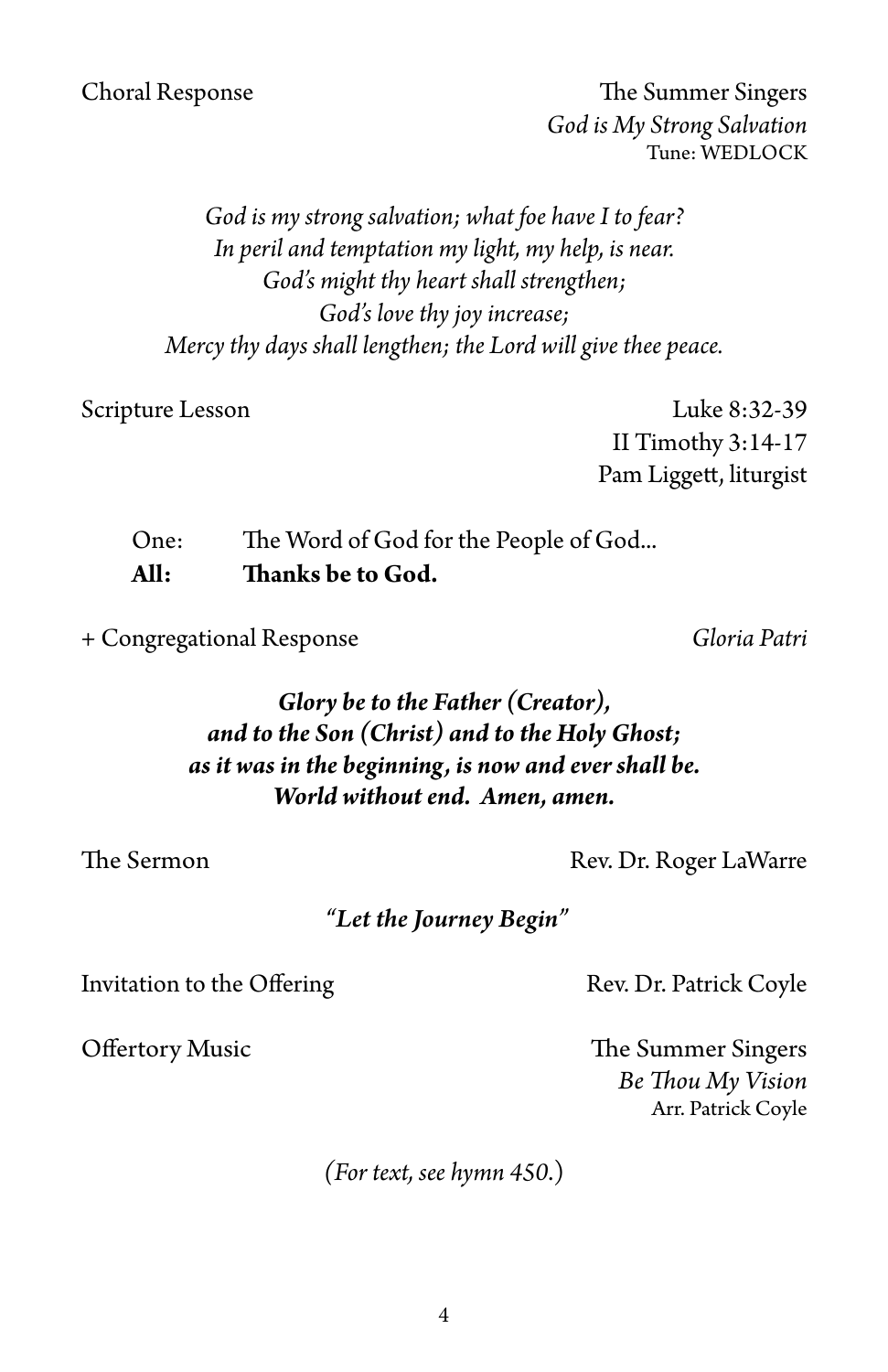Choral Response — The Summer Singers
*God is My Strong Salvation*
Tune: WEDLOCK

*God is my strong salvation; what foe have I to fear?*
*In peril and temptation my light, my help, is near.*
*God's might thy heart shall strengthen;*
*God's love thy joy increase;*
*Mercy thy days shall lengthen; the Lord will give thee peace.*

Scripture Lesson — Luke 8:32-39
II Timothy 3:14-17
Pam Liggett, liturgist

One: The Word of God for the People of God...
**All: Thanks be to God.**

+ Congregational Response — *Gloria Patri*

***Glory be to the Father (Creator),***
***and to the Son (Christ) and to the Holy Ghost;***
***as it was in the beginning, is now and ever shall be.***
***World without end. Amen, amen.***

The Sermon — Rev. Dr. Roger LaWarre

***"Let the Journey Begin"***

Invitation to the Offering — Rev. Dr. Patrick Coyle

Offertory Music — The Summer Singers
*Be Thou My Vision*
Arr. Patrick Coyle

*(For text, see hymn 450.)*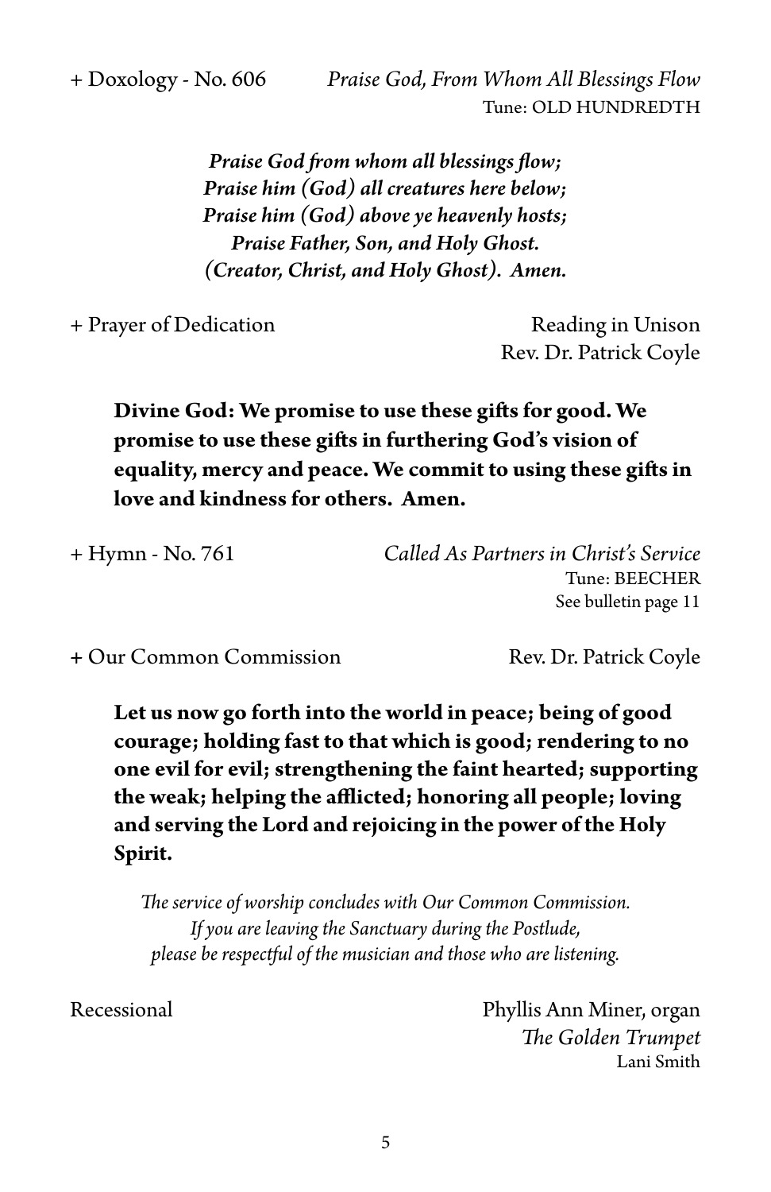+ Doxology - No. 606 *Praise God, From Whom All Blessings Flow*
Tune: OLD HUNDREDTH

***Praise God from whom all blessings flow;***
***Praise him (God) all creatures here below;***
***Praise him (God) above ye heavenly hosts;***
***Praise Father, Son, and Holy Ghost.***
***(Creator, Christ, and Holy Ghost). Amen.***

+ Prayer of Dedication Reading in Unison
Rev. Dr. Patrick Coyle

**Divine God: We promise to use these gifts for good. We promise to use these gifts in furthering God's vision of equality, mercy and peace. We commit to using these gifts in love and kindness for others. Amen.**

+ Hymn - No. 761 *Called As Partners in Christ's Service*
Tune: BEECHER
See bulletin page 11

+ Our Common Commission Rev. Dr. Patrick Coyle

**Let us now go forth into the world in peace; being of good courage; holding fast to that which is good; rendering to no one evil for evil; strengthening the faint hearted; supporting the weak; helping the afflicted; honoring all people; loving and serving the Lord and rejoicing in the power of the Holy Spirit.**

*The service of worship concludes with Our Common Commission.*
*If you are leaving the Sanctuary during the Postlude,*
*please be respectful of the musician and those who are listening.*

Recessional Phyllis Ann Miner, organ
*The Golden Trumpet*
Lani Smith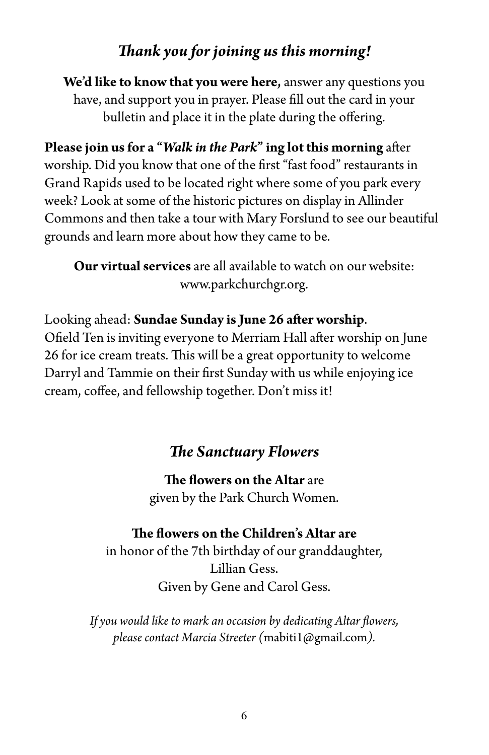## *Thank you for joining us this morning!*

**We'd like to know that you were here,** answer any questions you have, and support you in prayer. Please fill out the card in your bulletin and place it in the plate during the offering.

**Please join us for a "*Walk in the Park*" ing lot this morning** after worship. Did you know that one of the first "fast food" restaurants in Grand Rapids used to be located right where some of you park every week? Look at some of the historic pictures on display in Allinder Commons and then take a tour with Mary Forslund to see our beautiful grounds and learn more about how they came to be.

**Our virtual services** are all available to watch on our website: www.parkchurchgr.org.

Looking ahead: **Sundae Sunday is June 26 after worship**.
Ofield Ten is inviting everyone to Merriam Hall after worship on June 26 for ice cream treats. This will be a great opportunity to welcome Darryl and Tammie on their first Sunday with us while enjoying ice cream, coffee, and fellowship together. Don't miss it!

## *The Sanctuary Flowers*

**The flowers on the Altar** are
given by the Park Church Women.

**The flowers on the Children's Altar are**
in honor of the 7th birthday of our granddaughter,
Lillian Gess.
Given by Gene and Carol Gess.

*If you would like to mark an occasion by dedicating Altar flowers, please contact Marcia Streeter (*mabiti1@gmail.com*).*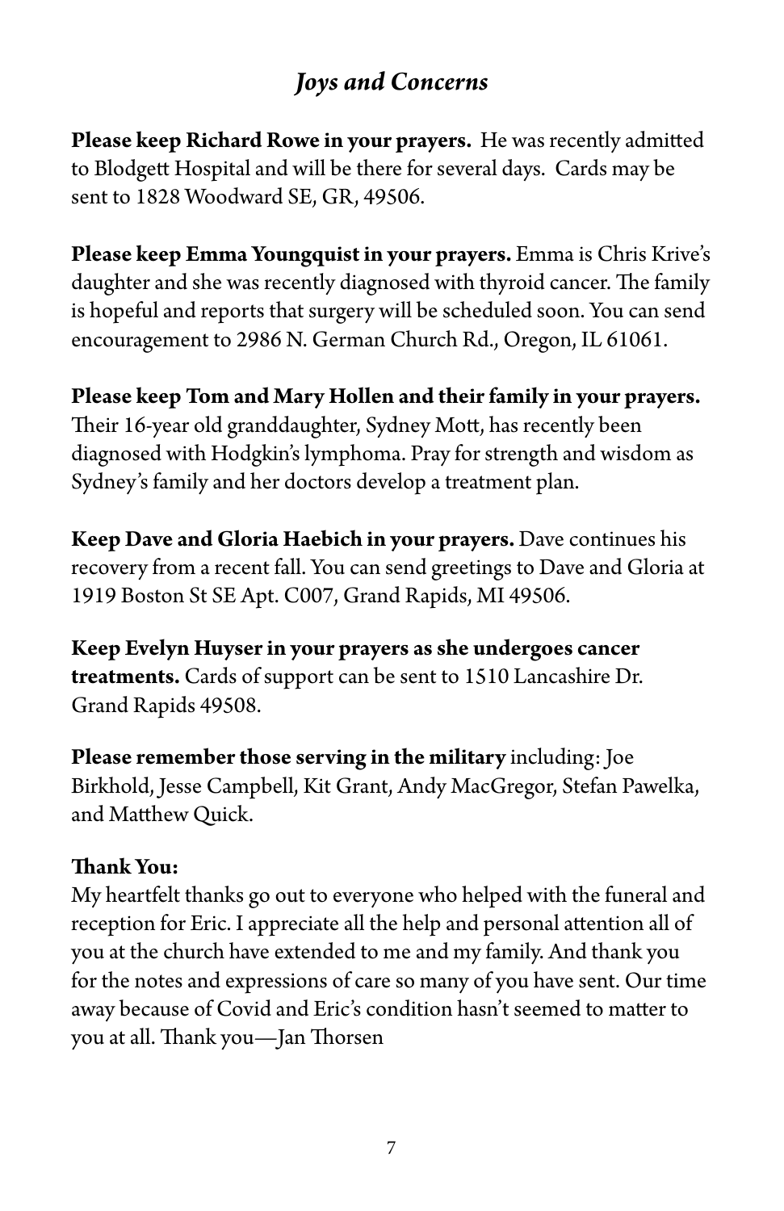## *Joys and Concerns*

**Please keep Richard Rowe in your prayers.** He was recently admitted to Blodgett Hospital and will be there for several days. Cards may be sent to 1828 Woodward SE, GR, 49506.

**Please keep Emma Youngquist in your prayers.** Emma is Chris Krive's daughter and she was recently diagnosed with thyroid cancer. The family is hopeful and reports that surgery will be scheduled soon. You can send encouragement to 2986 N. German Church Rd., Oregon, IL 61061.

**Please keep Tom and Mary Hollen and their family in your prayers.** Their 16-year old granddaughter, Sydney Mott, has recently been diagnosed with Hodgkin's lymphoma. Pray for strength and wisdom as Sydney's family and her doctors develop a treatment plan.

**Keep Dave and Gloria Haebich in your prayers.** Dave continues his recovery from a recent fall. You can send greetings to Dave and Gloria at 1919 Boston St SE Apt. C007, Grand Rapids, MI 49506.

**Keep Evelyn Huyser in your prayers as she undergoes cancer treatments.** Cards of support can be sent to 1510 Lancashire Dr. Grand Rapids 49508.

**Please remember those serving in the military** including: Joe Birkhold, Jesse Campbell, Kit Grant, Andy MacGregor, Stefan Pawelka, and Matthew Quick.

**Thank You:**
My heartfelt thanks go out to everyone who helped with the funeral and reception for Eric. I appreciate all the help and personal attention all of you at the church have extended to me and my family. And thank you for the notes and expressions of care so many of you have sent. Our time away because of Covid and Eric's condition hasn't seemed to matter to you at all. Thank you—Jan Thorsen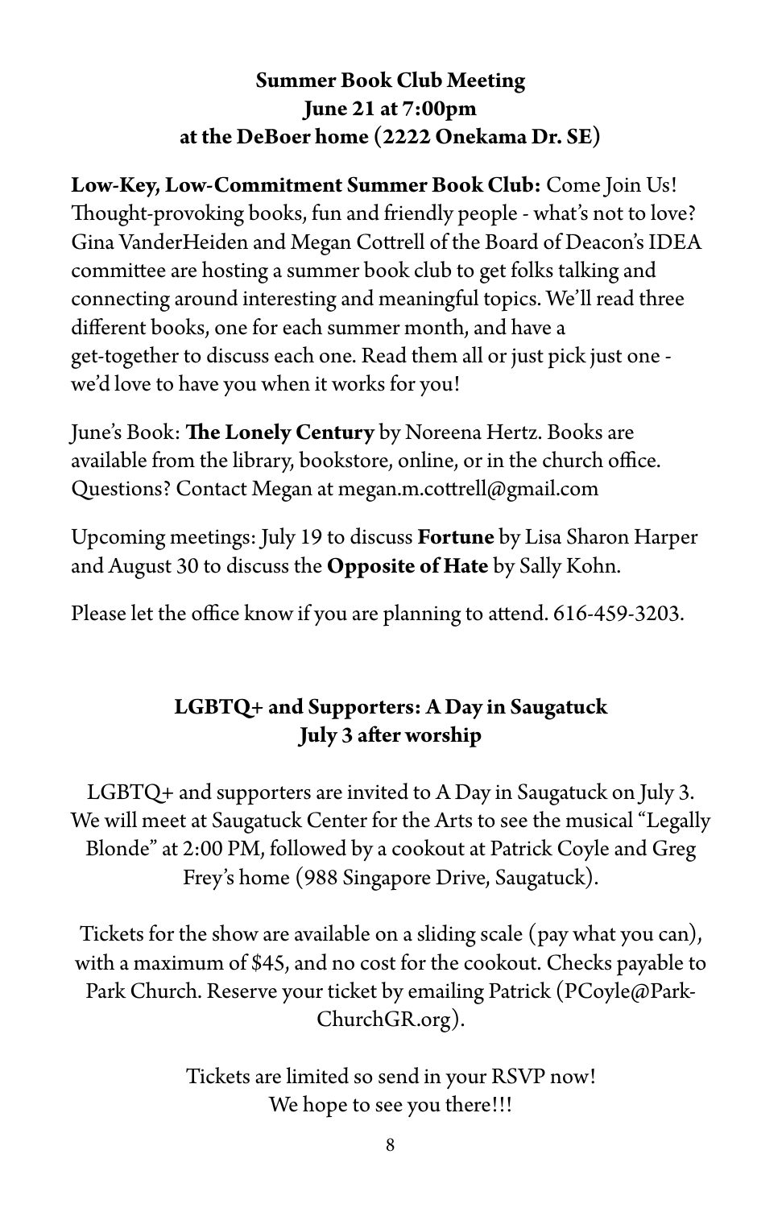## Summer Book Club Meeting
## June 21 at 7:00pm
## at the DeBoer home (2222 Onekama Dr. SE)

**Low-Key, Low-Commitment Summer Book Club:** Come Join Us! Thought-provoking books, fun and friendly people - what's not to love? Gina VanderHeiden and Megan Cottrell of the Board of Deacon's IDEA committee are hosting a summer book club to get folks talking and connecting around interesting and meaningful topics. We'll read three different books, one for each summer month, and have a get-together to discuss each one. Read them all or just pick just one - we'd love to have you when it works for you!

June's Book: **The Lonely Century** by Noreena Hertz. Books are available from the library, bookstore, online, or in the church office. Questions? Contact Megan at megan.m.cottrell@gmail.com

Upcoming meetings: July 19 to discuss **Fortune** by Lisa Sharon Harper and August 30 to discuss the **Opposite of Hate** by Sally Kohn.

Please let the office know if you are planning to attend. 616-459-3203.

## LGBTQ+ and Supporters: A Day in Saugatuck
## July 3 after worship

LGBTQ+ and supporters are invited to A Day in Saugatuck on July 3. We will meet at Saugatuck Center for the Arts to see the musical "Legally Blonde" at 2:00 PM, followed by a cookout at Patrick Coyle and Greg Frey's home (988 Singapore Drive, Saugatuck).

Tickets for the show are available on a sliding scale (pay what you can), with a maximum of $45, and no cost for the cookout. Checks payable to Park Church. Reserve your ticket by emailing Patrick (PCoyle@Park-ChurchGR.org).

Tickets are limited so send in your RSVP now!
We hope to see you there!!!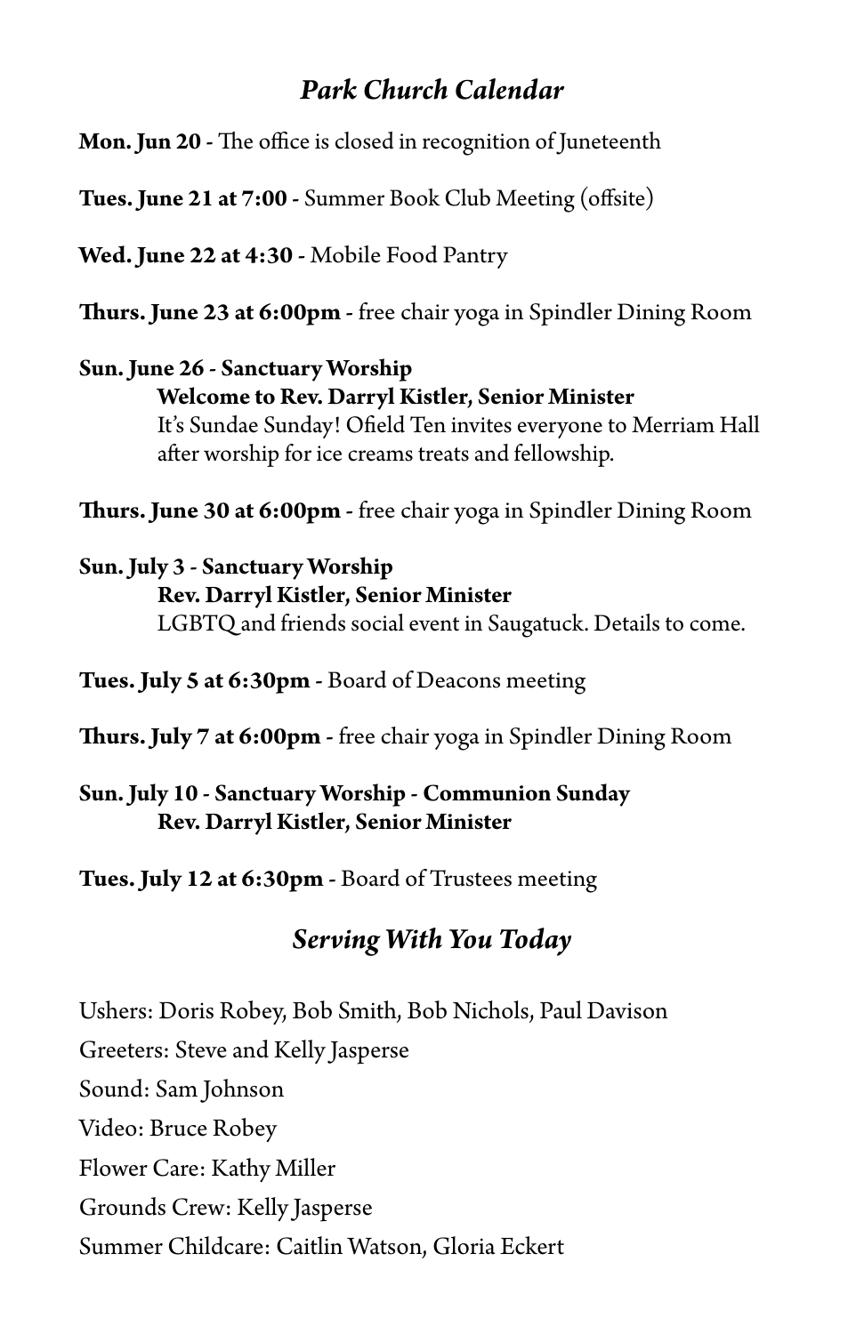## *Park Church Calendar*

**Mon. Jun 20 -** The office is closed in recognition of Juneteenth

**Tues. June 21 at 7:00 -** Summer Book Club Meeting (offsite)

**Wed. June 22 at 4:30 -** Mobile Food Pantry

**Thurs. June 23 at 6:00pm -** free chair yoga in Spindler Dining Room

**Sun. June 26 - Sanctuary Worship**
**Welcome to Rev. Darryl Kistler, Senior Minister**
It's Sundae Sunday! Ofield Ten invites everyone to Merriam Hall after worship for ice creams treats and fellowship.

**Thurs. June 30 at 6:00pm -** free chair yoga in Spindler Dining Room

**Sun. July 3 - Sanctuary Worship**
**Rev. Darryl Kistler, Senior Minister**
LGBTQ and friends social event in Saugatuck. Details to come.

**Tues. July 5 at 6:30pm -** Board of Deacons meeting

**Thurs. July 7 at 6:00pm -** free chair yoga in Spindler Dining Room

**Sun. July 10 - Sanctuary Worship - Communion Sunday**
**Rev. Darryl Kistler, Senior Minister**

**Tues. July 12 at 6:30pm -** Board of Trustees meeting

## *Serving With You Today*

Ushers: Doris Robey, Bob Smith, Bob Nichols, Paul Davison

Greeters: Steve and Kelly Jasperse

Sound: Sam Johnson

Video: Bruce Robey

Flower Care: Kathy Miller

Grounds Crew: Kelly Jasperse

Summer Childcare: Caitlin Watson, Gloria Eckert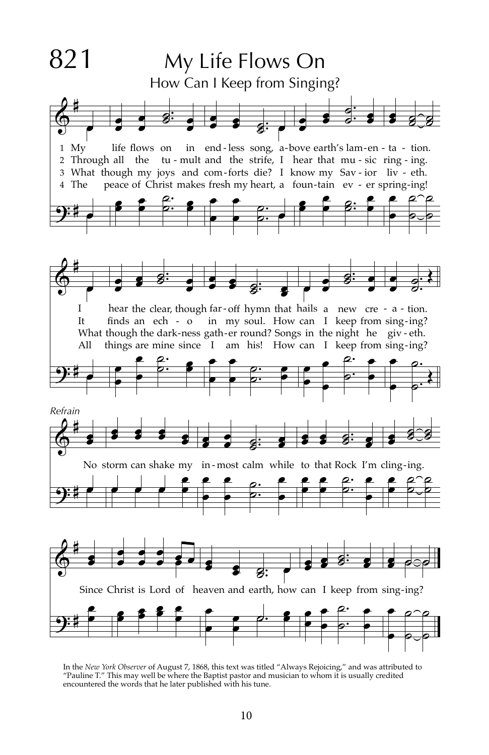# 821 My Life Flows On

## How Can I Keep from Singing?

1 My life flows on in endless song, above earth's lamentation. I hear the clear, though far-off hymn that hails a new creation.

2 Through all the tumult and the strife, I hear that music ringing. It finds an echo in my soul. How can I keep from singing?

3 What though my joys and comforts die? I know my Savior liveth. What though the darkness gather round? Songs in the night he giveth.

4 The peace of Christ makes fresh my heart, a fountain ever springing! All things are mine since I am his! How can I keep from singing?

*Refrain*

No storm can shake my inmost calm while to that Rock I'm clinging. Since Christ is Lord of heaven and earth, how can I keep from singing?

In the *New York Observer* of August 7, 1868, this text was titled "Always Rejoicing," and was attributed to "Pauline T." This may well be where the Baptist pastor and musician to whom it is usually credited encountered the words that he later published with his tune.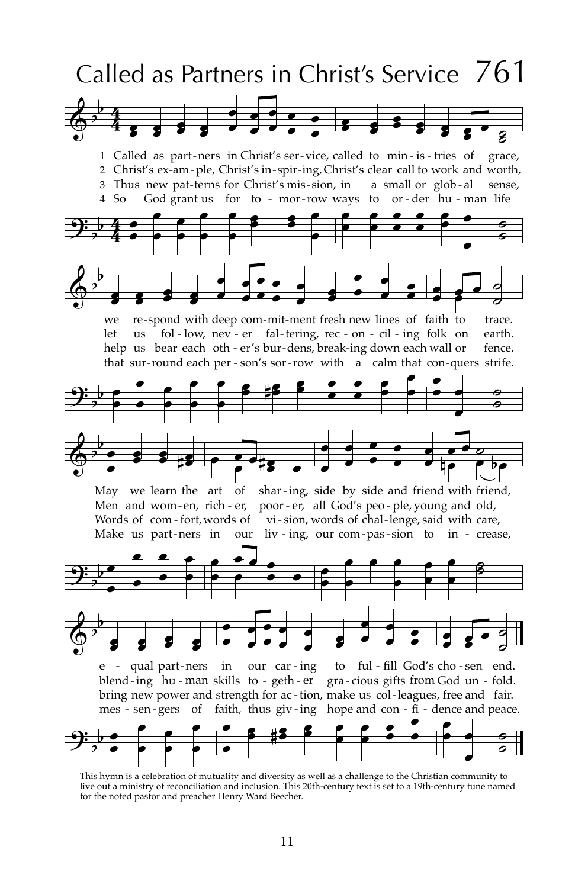# Called as Partners in Christ's Service 761

1 Called as partners in Christ's service, called to ministries of grace, we respond with deep commitment fresh new lines of faith to trace. May we learn the art of sharing, side by side and friend with friend, equal partners in our caring to fulfill God's chosen end.

2 Christ's example, Christ's inspiring, Christ's clear call to work and worth, let us follow, never faltering, reconciling folk on earth. Men and women, richer, poorer, all God's people, young and old, blending human skills together gracious gifts from God unfold.

3 Thus new patterns for Christ's mission, in a small or global sense, help us bear each other's burdens, breaking down each wall or fence. Words of comfort, words of vision, words of challenge, said with care, bring new power and strength for action, make us colleagues, free and fair.

4 So God grant us for tomorrow ways to order human life that surround each person's sorrow with a calm that conquers strife. Make us partners in our living, our compassion to increase, messengers of faith, thus giving hope and confidence and peace.

This hymn is a celebration of mutuality and diversity as well as a challenge to the Christian community to live out a ministry of reconciliation and inclusion. This 20th-century text is set to a 19th-century tune named for the noted pastor and preacher Henry Ward Beecher.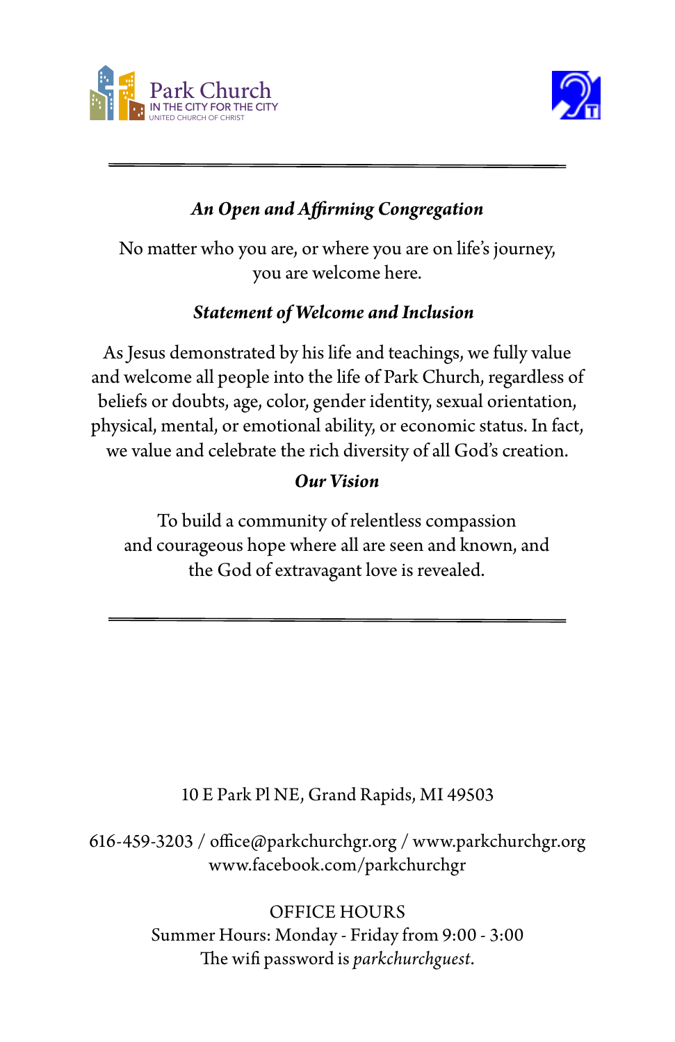Park Church
IN THE CITY FOR THE CITY
UNITED CHURCH OF CHRIST

---

### *An Open and Affirming Congregation*

No matter who you are, or where you are on life's journey,
you are welcome here.

### *Statement of Welcome and Inclusion*

As Jesus demonstrated by his life and teachings, we fully value and welcome all people into the life of Park Church, regardless of beliefs or doubts, age, color, gender identity, sexual orientation, physical, mental, or emotional ability, or economic status. In fact, we value and celebrate the rich diversity of all God's creation.

### *Our Vision*

To build a community of relentless compassion
and courageous hope where all are seen and known, and
the God of extravagant love is revealed.

---

10 E Park Pl NE, Grand Rapids, MI 49503

616-459-3203 / office@parkchurchgr.org / www.parkchurchgr.org
www.facebook.com/parkchurchgr

OFFICE HOURS
Summer Hours: Monday - Friday from 9:00 - 3:00
The wifi password is *parkchurchguest*.